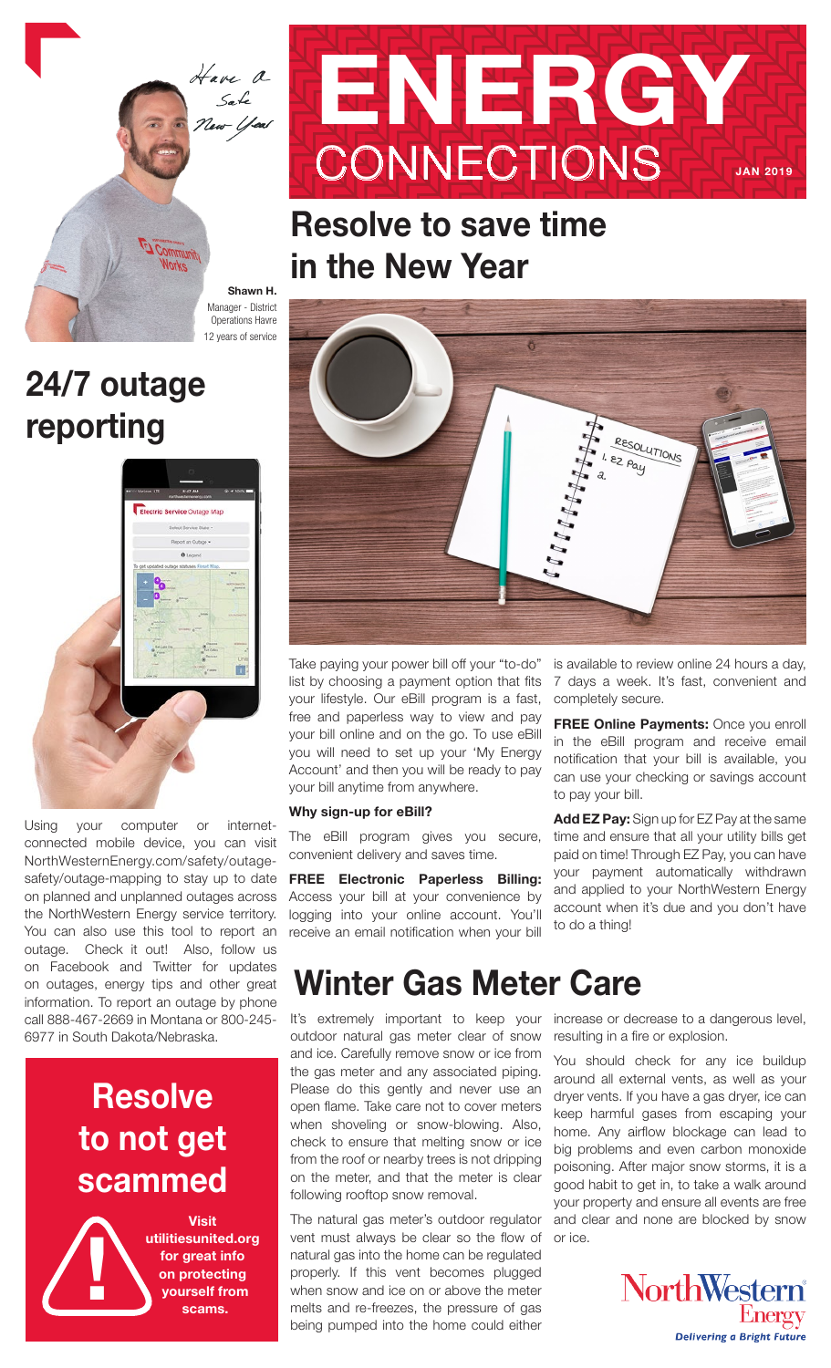# ENERGY CONNECTIONS

JAN 2019

*Have a Safe New Year*

**Shawn H.**
Manager - District Operations Havre
12 years of service

## Resolve to save time in the New Year

Take paying your power bill off your "to-do" list by choosing a payment option that fits your lifestyle. Our eBill program is a fast, free and paperless way to view and pay your bill online and on the go. To use eBill you will need to set up your 'My Energy Account' and then you will be ready to pay your bill anytime from anywhere.

**Why sign-up for eBill?**

The eBill program gives you secure, convenient delivery and saves time.

**FREE Electronic Paperless Billing:** Access your bill at your convenience by logging into your online account. You'll receive an email notification when your bill is available to review online 24 hours a day, 7 days a week. It's fast, convenient and completely secure.

**FREE Online Payments:** Once you enroll in the eBill program and receive email notification that your bill is available, you can use your checking or savings account to pay your bill.

**Add EZ Pay:** Sign up for EZ Pay at the same time and ensure that all your utility bills get paid on time! Through EZ Pay, you can have your payment automatically withdrawn and applied to your NorthWestern Energy account when it's due and you don't have to do a thing!

## 24/7 outage reporting

Using your computer or internet-connected mobile device, you can visit NorthWesternEnergy.com/safety/outage-safety/outage-mapping to stay up to date on planned and unplanned outages across the NorthWestern Energy service territory. You can also use this tool to report an outage. Check it out! Also, follow us on Facebook and Twitter for updates on outages, energy tips and other great information. To report an outage by phone call 888-467-2669 in Montana or 800-245-6977 in South Dakota/Nebraska.

## Resolve to not get scammed

**Visit utilitiesunited.org for great info on protecting yourself from scams.**

## Winter Gas Meter Care

It's extremely important to keep your outdoor natural gas meter clear of snow and ice. Carefully remove snow or ice from the gas meter and any associated piping. Please do this gently and never use an open flame. Take care not to cover meters when shoveling or snow-blowing. Also, check to ensure that melting snow or ice from the roof or nearby trees is not dripping on the meter, and that the meter is clear following rooftop snow removal.

The natural gas meter's outdoor regulator vent must always be clear so the flow of natural gas into the home can be regulated properly. If this vent becomes plugged when snow and ice on or above the meter melts and re-freezes, the pressure of gas being pumped into the home could either increase or decrease to a dangerous level, resulting in a fire or explosion.

You should check for any ice buildup around all external vents, as well as your dryer vents. If you have a gas dryer, ice can keep harmful gases from escaping your home. Any airflow blockage can lead to big problems and even carbon monoxide poisoning. After major snow storms, it is a good habit to get in, to take a walk around your property and ensure all events are free and clear and none are blocked by snow or ice.

NorthWestern Energy
Delivering a Bright Future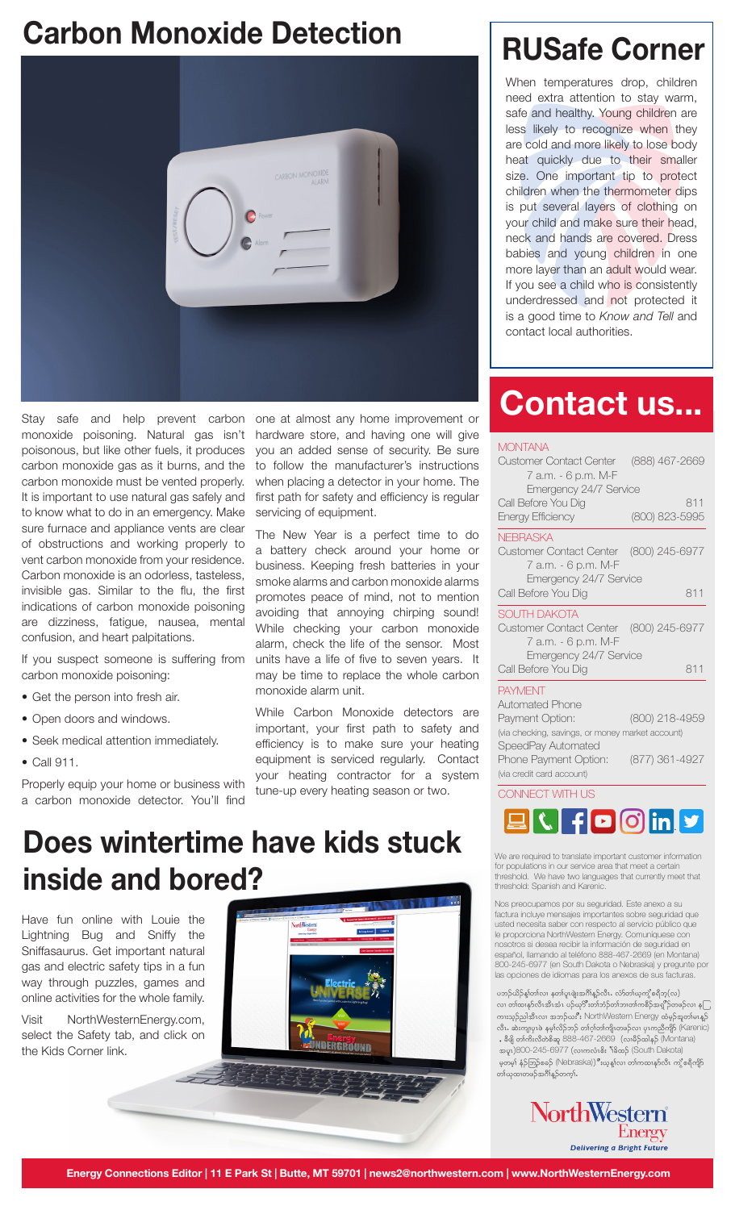# Carbon Monoxide Detection

Stay safe and help prevent carbon monoxide poisoning. Natural gas isn't poisonous, but like other fuels, it produces carbon monoxide gas as it burns, and the carbon monoxide must be vented properly. It is important to use natural gas safely and to know what to do in an emergency. Make sure furnace and appliance vents are clear of obstructions and working properly to vent carbon monoxide from your residence. Carbon monoxide is an odorless, tasteless, invisible gas. Similar to the flu, the first indications of carbon monoxide poisoning are dizziness, fatigue, nausea, mental confusion, and heart palpitations.

If you suspect someone is suffering from carbon monoxide poisoning:

- Get the person into fresh air.
- Open doors and windows.
- Seek medical attention immediately.
- Call 911.

Properly equip your home or business with a carbon monoxide detector. You'll find one at almost any home improvement or hardware store, and having one will give you an added sense of security. Be sure to follow the manufacturer's instructions when placing a detector in your home. The first path for safety and efficiency is regular servicing of equipment.

The New Year is a perfect time to do a battery check around your home or business. Keeping fresh batteries in your smoke alarms and carbon monoxide alarms promotes peace of mind, not to mention avoiding that annoying chirping sound! While checking your carbon monoxide alarm, check the life of the sensor. Most units have a life of five to seven years. It may be time to replace the whole carbon monoxide alarm unit.

While Carbon Monoxide detectors are important, your first path to safety and efficiency is to make sure your heating equipment is serviced regularly. Contact your heating contractor for a system tune-up every heating season or two.

# Does wintertime have kids stuck inside and bored?

Have fun online with Louie the Lightning Bug and Sniffy the Sniffasaurus. Get important natural gas and electric safety tips in a fun way through puzzles, games and online activities for the whole family.

Visit NorthWesternEnergy.com, select the Safety tab, and click on the Kids Corner link.

# RUSafe Corner

When temperatures drop, children need extra attention to stay warm, safe and healthy. Young children are less likely to recognize when they are cold and more likely to lose body heat quickly due to their smaller size. One important tip to protect children when the thermometer dips is put several layers of clothing on your child and make sure their head, neck and hands are covered. Dress babies and young children in one more layer than an adult would wear. If you see a child who is consistently underdressed and not protected it is a good time to *Know and Tell* and contact local authorities.

# Contact us...

**MONTANA**

Customer Contact Center (888) 467-2669
7 a.m. - 6 p.m. M-F
Emergency 24/7 Service
Call Before You Dig 811
Energy Efficiency (800) 823-5995

**NEBRASKA**

Customer Contact Center (800) 245-6977
7 a.m. - 6 p.m. M-F
Emergency 24/7 Service
Call Before You Dig 811

**SOUTH DAKOTA**

Customer Contact Center (800) 245-6977
7 a.m. - 6 p.m. M-F
Emergency 24/7 Service
Call Before You Dig 811

**PAYMENT**

Automated Phone Payment Option: (800) 218-4959
(via checking, savings, or money market account)
SpeedPay Automated Phone Payment Option: (877) 361-4927
(via credit card account)

**CONNECT WITH US**

We are required to translate important customer information for populations in our service area that meet a certain threshold. We have two languages that currently meet that threshold: Spanish and Karenic.

Nos preocupamos por su seguridad. Este anexo a su factura incluye mensajes importantes sobre seguridad que usted necesita saber con respecto al servicio público que le proporciona NorthWestern Energy. Comuníquese con nosotros si desea recibir la información de seguridad en español, llamando al teléfono 888-467-2669 (en Montana) 800-245-6977 (en South Dakota o Nebraska) y pregunte por las opciones de idiomas para los anexos de sus facturas.

ပဘ၃်ယိ၃်နၢ်တၢ်လၢ နတၢ်ပှၤဖျံးအဂီၢ်နူ၃်လီၤ. လံာ်တၢ်ယုၢ်ကူ၃်ရီဘ့(လ) လၢ တၢ်ထၢနှ၃်လီၤအီၤအံၤ ပဉ်ယှာ်ီ၃အတၢ်ဘဉ်တၢ်ဘၢတၢ်ကစိဉ်အရှၢ်ဉ်တဖဉ်လၢ နဘဉ် ကၢဿဉ်ညါအီၤလၢ အဘဉ်ဃးဒီး NorthWestern Energy ထဲမၤဉ်ဆူတၢ်မၤနဉ် လီၤ. ဆဲးကျၤပှၤဖဲ နမ့ၢ်လိဉ်ဘဉ် တၢ်ဂ့ၢ်တၢ်ကျိၤတဖဉ်လၢ ပှၤကညီကျိ (Karenic) . ဒီဖျိ တၢ်ကိးလီတဲစိဆူ 888-467-2669 (လၢမိဉ်ထါနဉ် (Montana) အပူၤ)800-245-6977 (လၢကလံးစီး ဒိုဒ်ထဉ် (South Dakota) မ့တမ့ၢ် နံဉ်ဘြဉ်ခဉ် (Nebraska))ီးယူနၢ်လၢ တၢ်ကထၢနှ၃်လီၤ ကူ၃်ရီကျိ တၢ်ယုထၢတဖဉ်အဂီၢ်နူ၃်တကၢ်.

NorthWestern Energy
Delivering a Bright Future

Energy Connections Editor | 11 E Park St | Butte, MT 59701 | news2@northwestern.com | www.NorthWesternEnergy.com